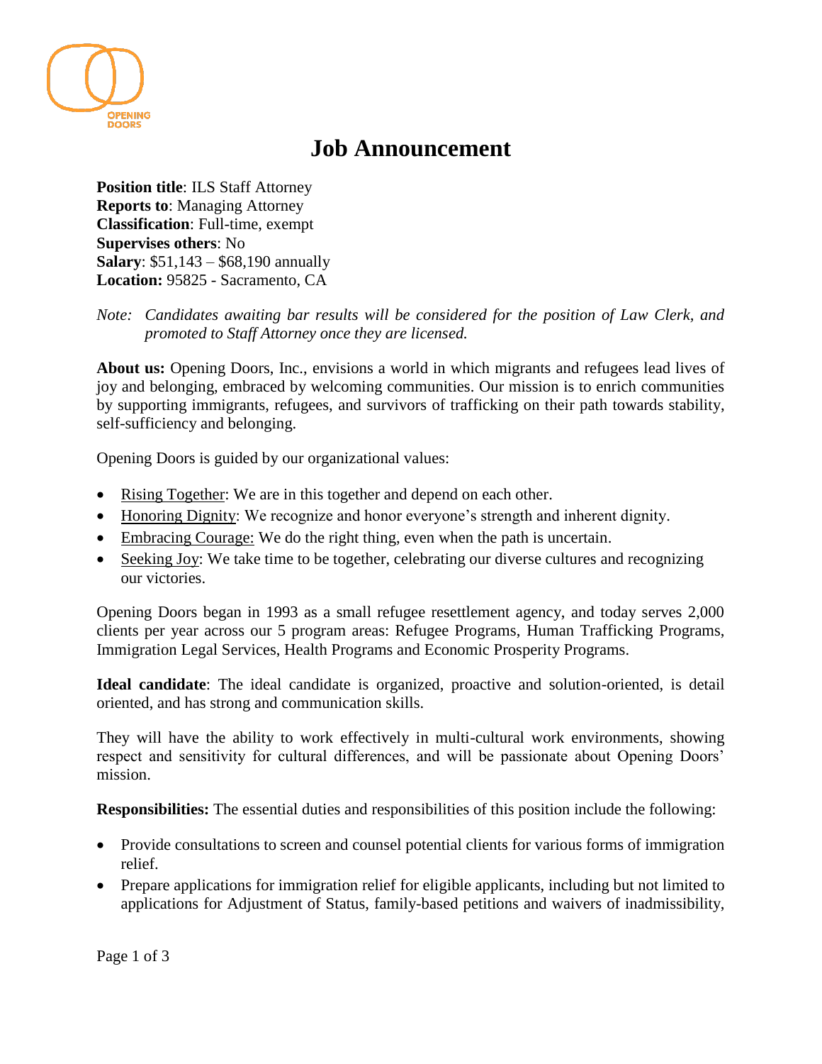# Job Announcement

**Position title**: ILS Staff Attorney
**Reports to**: Managing Attorney
**Classification**: Full-time, exempt
**Supervises others**: No
**Salary**: $51,143 – $68,190 annually
**Location:** 95825 - Sacramento, CA

*Note: Candidates awaiting bar results will be considered for the position of Law Clerk, and promoted to Staff Attorney once they are licensed.*

**About us:** Opening Doors, Inc., envisions a world in which migrants and refugees lead lives of joy and belonging, embraced by welcoming communities. Our mission is to enrich communities by supporting immigrants, refugees, and survivors of trafficking on their path towards stability, self-sufficiency and belonging.

Opening Doors is guided by our organizational values:

- Rising Together: We are in this together and depend on each other.
- Honoring Dignity: We recognize and honor everyone's strength and inherent dignity.
- Embracing Courage: We do the right thing, even when the path is uncertain.
- Seeking Joy: We take time to be together, celebrating our diverse cultures and recognizing our victories.

Opening Doors began in 1993 as a small refugee resettlement agency, and today serves 2,000 clients per year across our 5 program areas: Refugee Programs, Human Trafficking Programs, Immigration Legal Services, Health Programs and Economic Prosperity Programs.

**Ideal candidate**: The ideal candidate is organized, proactive and solution-oriented, is detail oriented, and has strong and communication skills.

They will have the ability to work effectively in multi-cultural work environments, showing respect and sensitivity for cultural differences, and will be passionate about Opening Doors' mission.

**Responsibilities:** The essential duties and responsibilities of this position include the following:

- Provide consultations to screen and counsel potential clients for various forms of immigration relief.
- Prepare applications for immigration relief for eligible applicants, including but not limited to applications for Adjustment of Status, family-based petitions and waivers of inadmissibility,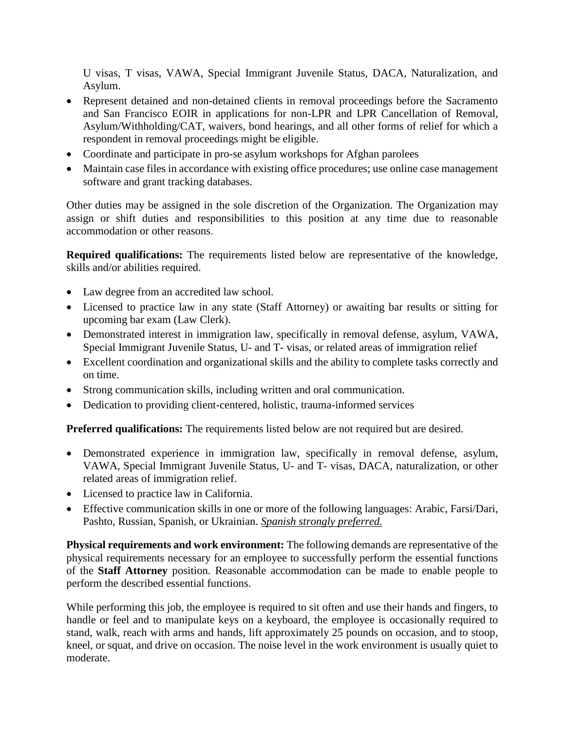U visas, T visas, VAWA, Special Immigrant Juvenile Status, DACA, Naturalization, and Asylum.

- Represent detained and non-detained clients in removal proceedings before the Sacramento and San Francisco EOIR in applications for non-LPR and LPR Cancellation of Removal, Asylum/Withholding/CAT, waivers, bond hearings, and all other forms of relief for which a respondent in removal proceedings might be eligible.
- Coordinate and participate in pro-se asylum workshops for Afghan parolees
- Maintain case files in accordance with existing office procedures; use online case management software and grant tracking databases.

Other duties may be assigned in the sole discretion of the Organization. The Organization may assign or shift duties and responsibilities to this position at any time due to reasonable accommodation or other reasons.

**Required qualifications:** The requirements listed below are representative of the knowledge, skills and/or abilities required.

- Law degree from an accredited law school.
- Licensed to practice law in any state (Staff Attorney) or awaiting bar results or sitting for upcoming bar exam (Law Clerk).
- Demonstrated interest in immigration law, specifically in removal defense, asylum, VAWA, Special Immigrant Juvenile Status, U- and T- visas, or related areas of immigration relief
- Excellent coordination and organizational skills and the ability to complete tasks correctly and on time.
- Strong communication skills, including written and oral communication.
- Dedication to providing client-centered, holistic, trauma-informed services

**Preferred qualifications:** The requirements listed below are not required but are desired.

- Demonstrated experience in immigration law, specifically in removal defense, asylum, VAWA, Special Immigrant Juvenile Status, U- and T- visas, DACA, naturalization, or other related areas of immigration relief.
- Licensed to practice law in California.
- Effective communication skills in one or more of the following languages: Arabic, Farsi/Dari, Pashto, Russian, Spanish, or Ukrainian. *Spanish strongly preferred.*

**Physical requirements and work environment:** The following demands are representative of the physical requirements necessary for an employee to successfully perform the essential functions of the **Staff Attorney** position. Reasonable accommodation can be made to enable people to perform the described essential functions.

While performing this job, the employee is required to sit often and use their hands and fingers, to handle or feel and to manipulate keys on a keyboard, the employee is occasionally required to stand, walk, reach with arms and hands, lift approximately 25 pounds on occasion, and to stoop, kneel, or squat, and drive on occasion. The noise level in the work environment is usually quiet to moderate.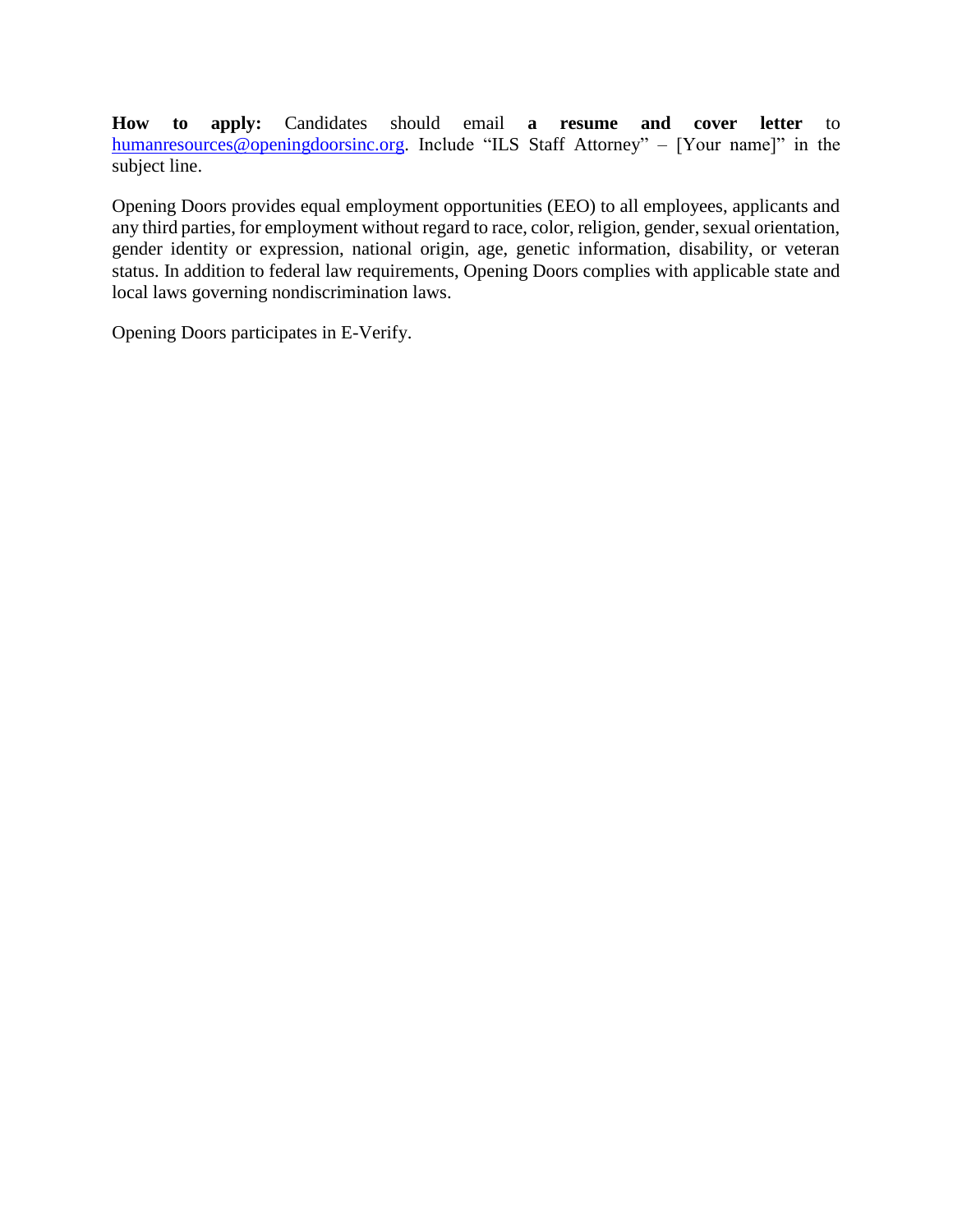**How to apply:** Candidates should email **a resume and cover letter** to humanresources@openingdoorsinc.org. Include "ILS Staff Attorney" – [Your name]" in the subject line.

Opening Doors provides equal employment opportunities (EEO) to all employees, applicants and any third parties, for employment without regard to race, color, religion, gender, sexual orientation, gender identity or expression, national origin, age, genetic information, disability, or veteran status. In addition to federal law requirements, Opening Doors complies with applicable state and local laws governing nondiscrimination laws.

Opening Doors participates in E-Verify.